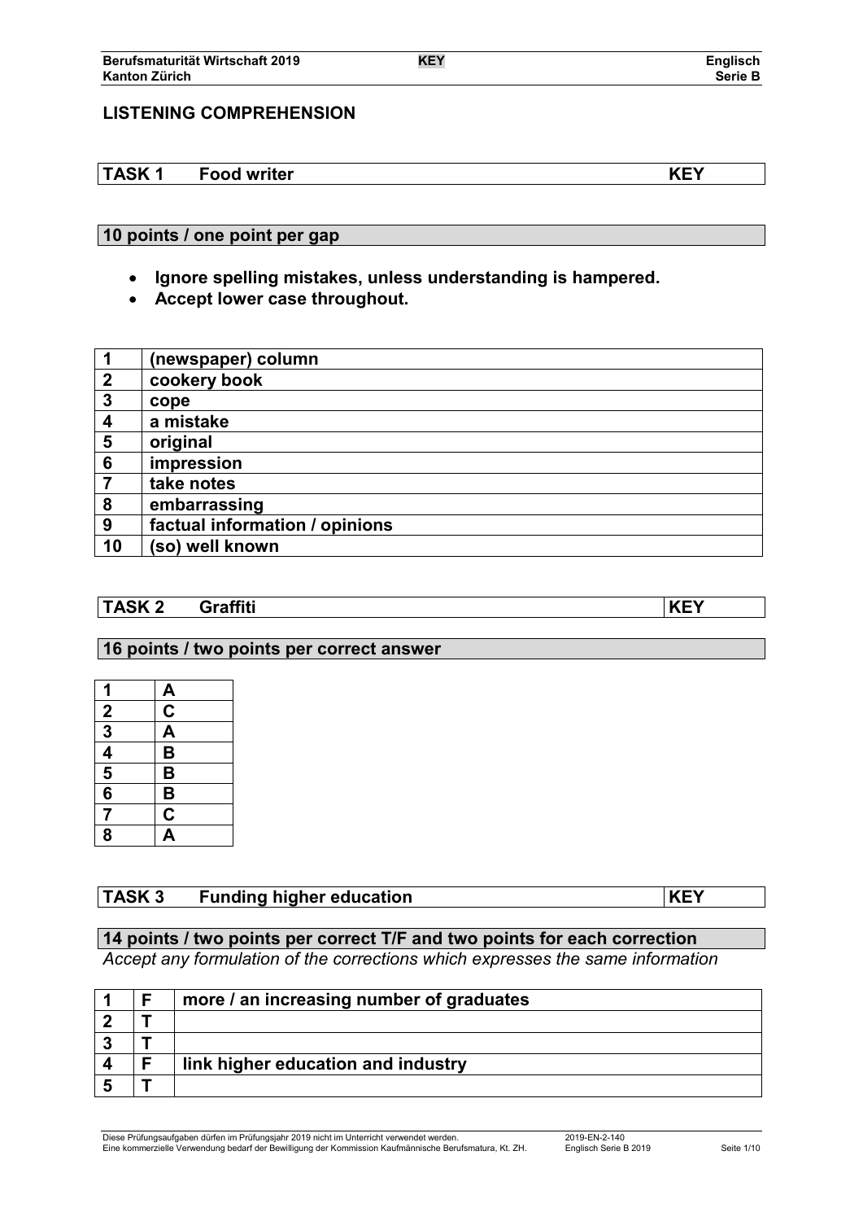## LISTENING COMPREHENSION

| TASK 1 | Food writer | KEY |
|---|---|---|

**10 points / one point per gap**

- **Ignore spelling mistakes, unless understanding is hampered.**
- **Accept lower case throughout.**

| | |
|---|---|
| **1** | **(newspaper) column** |
| **2** | **cookery book** |
| **3** | **cope** |
| **4** | **a mistake** |
| **5** | **original** |
| **6** | **impression** |
| **7** | **take notes** |
| **8** | **embarrassing** |
| **9** | **factual information / opinions** |
| **10** | **(so) well known** |

| TASK 2 | Graffiti | KEY |
|---|---|---|

**16 points / two points per correct answer**

| | |
|---|---|
| **1** | **A** |
| **2** | **C** |
| **3** | **A** |
| **4** | **B** |
| **5** | **B** |
| **6** | **B** |
| **7** | **C** |
| **8** | **A** |

| TASK 3 | Funding higher education | KEY |
|---|---|---|

**14 points / two points per correct T/F and two points for each correction**

*Accept any formulation of the corrections which expresses the same information*

| | | |
|---|---|---|
| **1** | **F** | **more / an increasing number of graduates** |
| **2** | **T** | |
| **3** | **T** | |
| **4** | **F** | **link higher education and industry** |
| **5** | **T** | |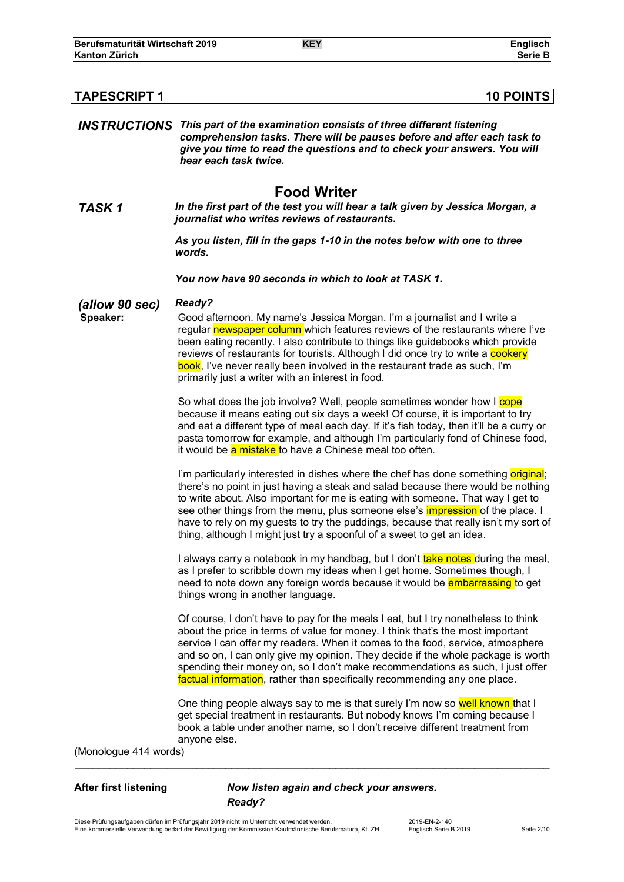## TAPESCRIPT 1 — 10 POINTS

***INSTRUCTIONS*** ***This part of the examination consists of three different listening comprehension tasks. There will be pauses before and after each task to give you time to read the questions and to check your answers. You will hear each task twice.***

## Food Writer

***TASK 1*** ***In the first part of the test you will hear a talk given by Jessica Morgan, a journalist who writes reviews of restaurants.***

***As you listen, fill in the gaps 1-10 in the notes below with one to three words.***

***You now have 90 seconds in which to look at TASK 1.***

***(allow 90 sec)*** ***Ready?***

**Speaker:** Good afternoon. My name's Jessica Morgan. I'm a journalist and I write a regular newspaper column which features reviews of the restaurants where I've been eating recently. I also contribute to things like guidebooks which provide reviews of restaurants for tourists. Although I did once try to write a cookery book, I've never really been involved in the restaurant trade as such, I'm primarily just a writer with an interest in food.

So what does the job involve? Well, people sometimes wonder how I cope because it means eating out six days a week! Of course, it is important to try and eat a different type of meal each day. If it's fish today, then it'll be a curry or pasta tomorrow for example, and although I'm particularly fond of Chinese food, it would be a mistake to have a Chinese meal too often.

I'm particularly interested in dishes where the chef has done something original; there's no point in just having a steak and salad because there would be nothing to write about. Also important for me is eating with someone. That way I get to see other things from the menu, plus someone else's impression of the place. I have to rely on my guests to try the puddings, because that really isn't my sort of thing, although I might just try a spoonful of a sweet to get an idea.

I always carry a notebook in my handbag, but I don't take notes during the meal, as I prefer to scribble down my ideas when I get home. Sometimes though, I need to note down any foreign words because it would be embarrassing to get things wrong in another language.

Of course, I don't have to pay for the meals I eat, but I try nonetheless to think about the price in terms of value for money. I think that's the most important service I can offer my readers. When it comes to the food, service, atmosphere and so on, I can only give my opinion. They decide if the whole package is worth spending their money on, so I don't make recommendations as such, I just offer factual information, rather than specifically recommending any one place.

One thing people always say to me is that surely I'm now so well known that I get special treatment in restaurants. But nobody knows I'm coming because I book a table under another name, so I don't receive different treatment from anyone else.

(Monologue 414 words)

---

**After first listening** ***Now listen again and check your answers. Ready?***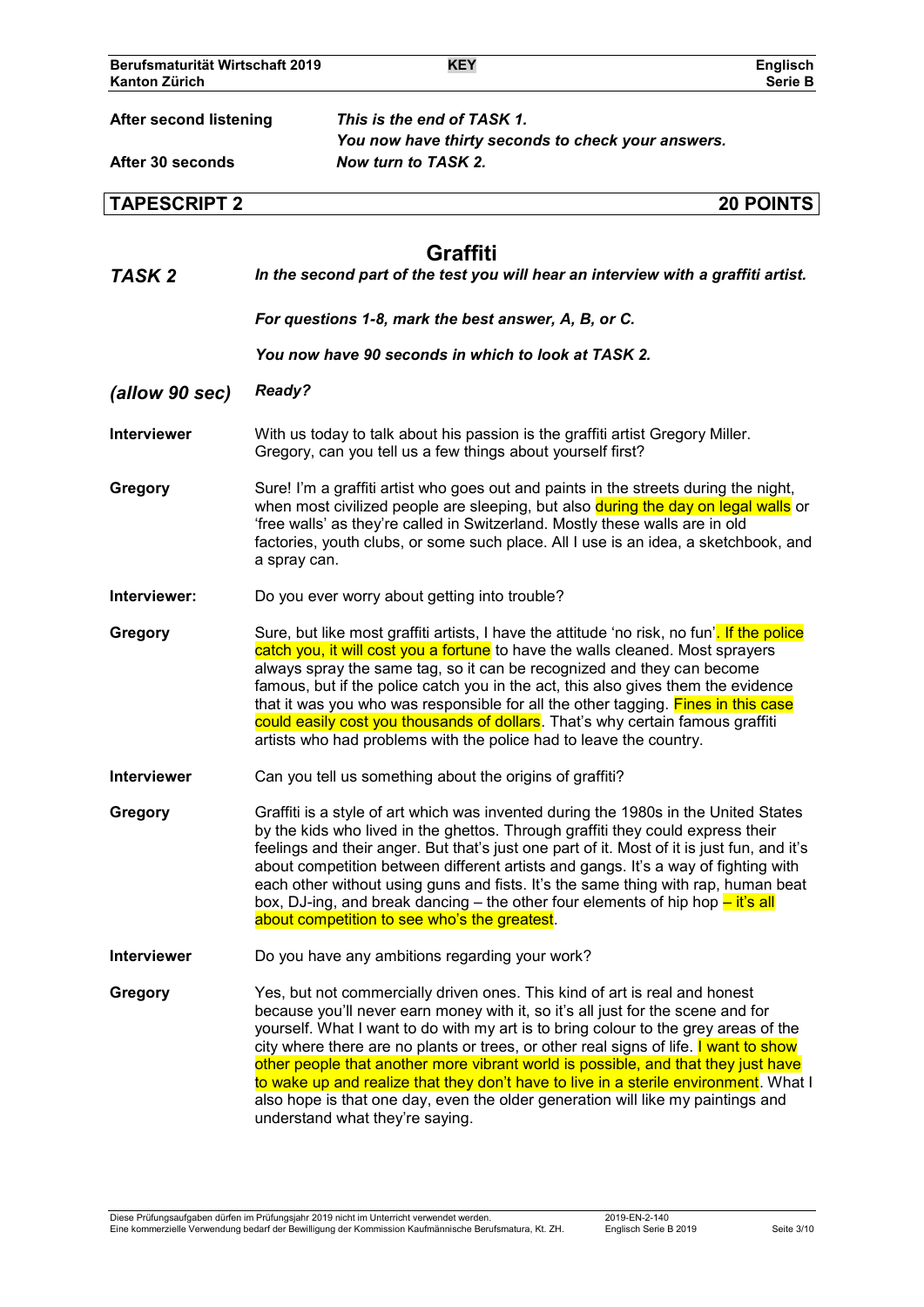| | |
|---|---|
| **After second listening** | ***This is the end of TASK 1.*** |
| | ***You now have thirty seconds to check your answers.*** |
| **After 30 seconds** | ***Now turn to TASK 2.*** |

## TAPESCRIPT 2 — 20 POINTS

## Graffiti

***TASK 2*** — ***In the second part of the test you will hear an interview with a graffiti artist.***

***For questions 1-8, mark the best answer, A, B, or C.***

***You now have 90 seconds in which to look at TASK 2.***

***(allow 90 sec)*** ***Ready?***

**Interviewer** With us today to talk about his passion is the graffiti artist Gregory Miller. Gregory, can you tell us a few things about yourself first?

**Gregory** Sure! I'm a graffiti artist who goes out and paints in the streets during the night, when most civilized people are sleeping, but also during the day on legal walls or 'free walls' as they're called in Switzerland. Mostly these walls are in old factories, youth clubs, or some such place. All I use is an idea, a sketchbook, and a spray can.

**Interviewer:** Do you ever worry about getting into trouble?

**Gregory** Sure, but like most graffiti artists, I have the attitude 'no risk, no fun'. If the police catch you, it will cost you a fortune to have the walls cleaned. Most sprayers always spray the same tag, so it can be recognized and they can become famous, but if the police catch you in the act, this also gives them the evidence that it was you who was responsible for all the other tagging. Fines in this case could easily cost you thousands of dollars. That's why certain famous graffiti artists who had problems with the police had to leave the country.

**Interviewer** Can you tell us something about the origins of graffiti?

**Gregory** Graffiti is a style of art which was invented during the 1980s in the United States by the kids who lived in the ghettos. Through graffiti they could express their feelings and their anger. But that's just one part of it. Most of it is just fun, and it's about competition between different artists and gangs. It's a way of fighting with each other without using guns and fists. It's the same thing with rap, human beat box, DJ-ing, and break dancing – the other four elements of hip hop – it's all about competition to see who's the greatest.

**Interviewer** Do you have any ambitions regarding your work?

**Gregory** Yes, but not commercially driven ones. This kind of art is real and honest because you'll never earn money with it, so it's all just for the scene and for yourself. What I want to do with my art is to bring colour to the grey areas of the city where there are no plants or trees, or other real signs of life. I want to show other people that another more vibrant world is possible, and that they just have to wake up and realize that they don't have to live in a sterile environment. What I also hope is that one day, even the older generation will like my paintings and understand what they're saying.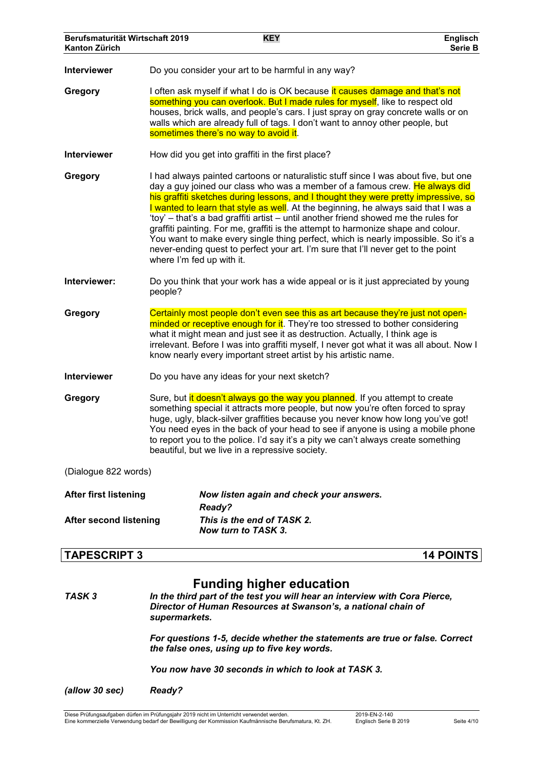**Interviewer** Do you consider your art to be harmful in any way?

**Gregory** I often ask myself if what I do is OK because it causes damage and that's not something you can overlook. But I made rules for myself, like to respect old houses, brick walls, and people's cars. I just spray on gray concrete walls or on walls which are already full of tags. I don't want to annoy other people, but sometimes there's no way to avoid it.

**Interviewer** How did you get into graffiti in the first place?

**Gregory** I had always painted cartoons or naturalistic stuff since I was about five, but one day a guy joined our class who was a member of a famous crew. He always did his graffiti sketches during lessons, and I thought they were pretty impressive, so I wanted to learn that style as well. At the beginning, he always said that I was a 'toy' – that's a bad graffiti artist – until another friend showed me the rules for graffiti painting. For me, graffiti is the attempt to harmonize shape and colour. You want to make every single thing perfect, which is nearly impossible. So it's a never-ending quest to perfect your art. I'm sure that I'll never get to the point where I'm fed up with it.

**Interviewer:** Do you think that your work has a wide appeal or is it just appreciated by young people?

**Gregory** Certainly most people don't even see this as art because they're just not open-minded or receptive enough for it. They're too stressed to bother considering what it might mean and just see it as destruction. Actually, I think age is irrelevant. Before I was into graffiti myself, I never got what it was all about. Now I know nearly every important street artist by his artistic name.

**Interviewer** Do you have any ideas for your next sketch?

**Gregory** Sure, but it doesn't always go the way you planned. If you attempt to create something special it attracts more people, but now you're often forced to spray huge, ugly, black-silver graffities because you never know how long you've got! You need eyes in the back of your head to see if anyone is using a mobile phone to report you to the police. I'd say it's a pity we can't always create something beautiful, but we live in a repressive society.

(Dialogue 822 words)

**After first listening** *Now listen again and check your answers.*
*Ready?*

**After second listening** *This is the end of TASK 2.*
*Now turn to TASK 3.*

## TAPESCRIPT 3 — 14 POINTS

## Funding higher education

***TASK 3*** *In the third part of the test you will hear an interview with Cora Pierce, Director of Human Resources at Swanson's, a national chain of supermarkets.*

*For questions 1-5, decide whether the statements are true or false. Correct the false ones, using up to five key words.*

*You now have 30 seconds in which to look at TASK 3.*

*(allow 30 sec)* *Ready?*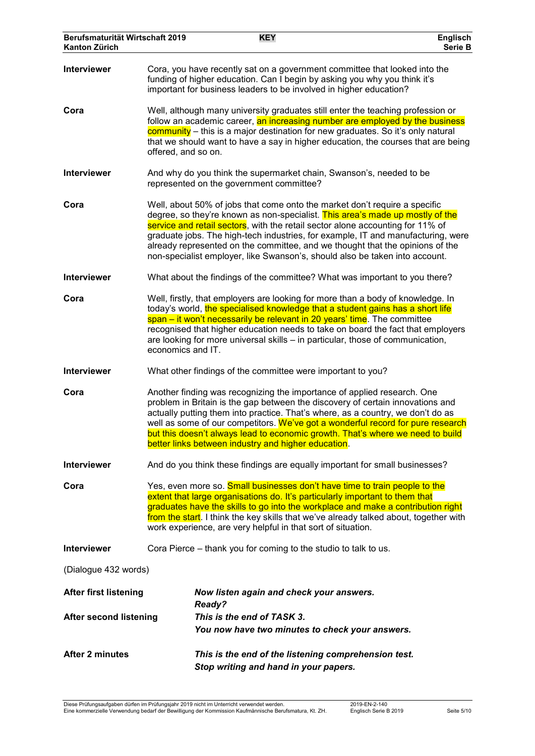**Interviewer** Cora, you have recently sat on a government committee that looked into the funding of higher education. Can I begin by asking you why you think it's important for business leaders to be involved in higher education?

**Cora** Well, although many university graduates still enter the teaching profession or follow an academic career, an increasing number are employed by the business community – this is a major destination for new graduates. So it's only natural that we should want to have a say in higher education, the courses that are being offered, and so on.

**Interviewer** And why do you think the supermarket chain, Swanson's, needed to be represented on the government committee?

**Cora** Well, about 50% of jobs that come onto the market don't require a specific degree, so they're known as non-specialist. This area's made up mostly of the service and retail sectors, with the retail sector alone accounting for 11% of graduate jobs. The high-tech industries, for example, IT and manufacturing, were already represented on the committee, and we thought that the opinions of the non-specialist employer, like Swanson's, should also be taken into account.

**Interviewer** What about the findings of the committee? What was important to you there?

**Cora** Well, firstly, that employers are looking for more than a body of knowledge. In today's world, the specialised knowledge that a student gains has a short life span – it won't necessarily be relevant in 20 years' time. The committee recognised that higher education needs to take on board the fact that employers are looking for more universal skills – in particular, those of communication, economics and IT.

**Interviewer** What other findings of the committee were important to you?

**Cora** Another finding was recognizing the importance of applied research. One problem in Britain is the gap between the discovery of certain innovations and actually putting them into practice. That's where, as a country, we don't do as well as some of our competitors. We've got a wonderful record for pure research but this doesn't always lead to economic growth. That's where we need to build better links between industry and higher education.

**Interviewer** And do you think these findings are equally important for small businesses?

**Cora** Yes, even more so. Small businesses don't have time to train people to the extent that large organisations do. It's particularly important to them that graduates have the skills to go into the workplace and make a contribution right from the start. I think the key skills that we've already talked about, together with work experience, are very helpful in that sort of situation.

**Interviewer** Cora Pierce – thank you for coming to the studio to talk to us.

(Dialogue 432 words)

**After first listening** *Now listen again and check your answers.*
*Ready?*

**After second listening** *This is the end of TASK 3.*
*You now have two minutes to check your answers.*

**After 2 minutes** *This is the end of the listening comprehension test.*
*Stop writing and hand in your papers.*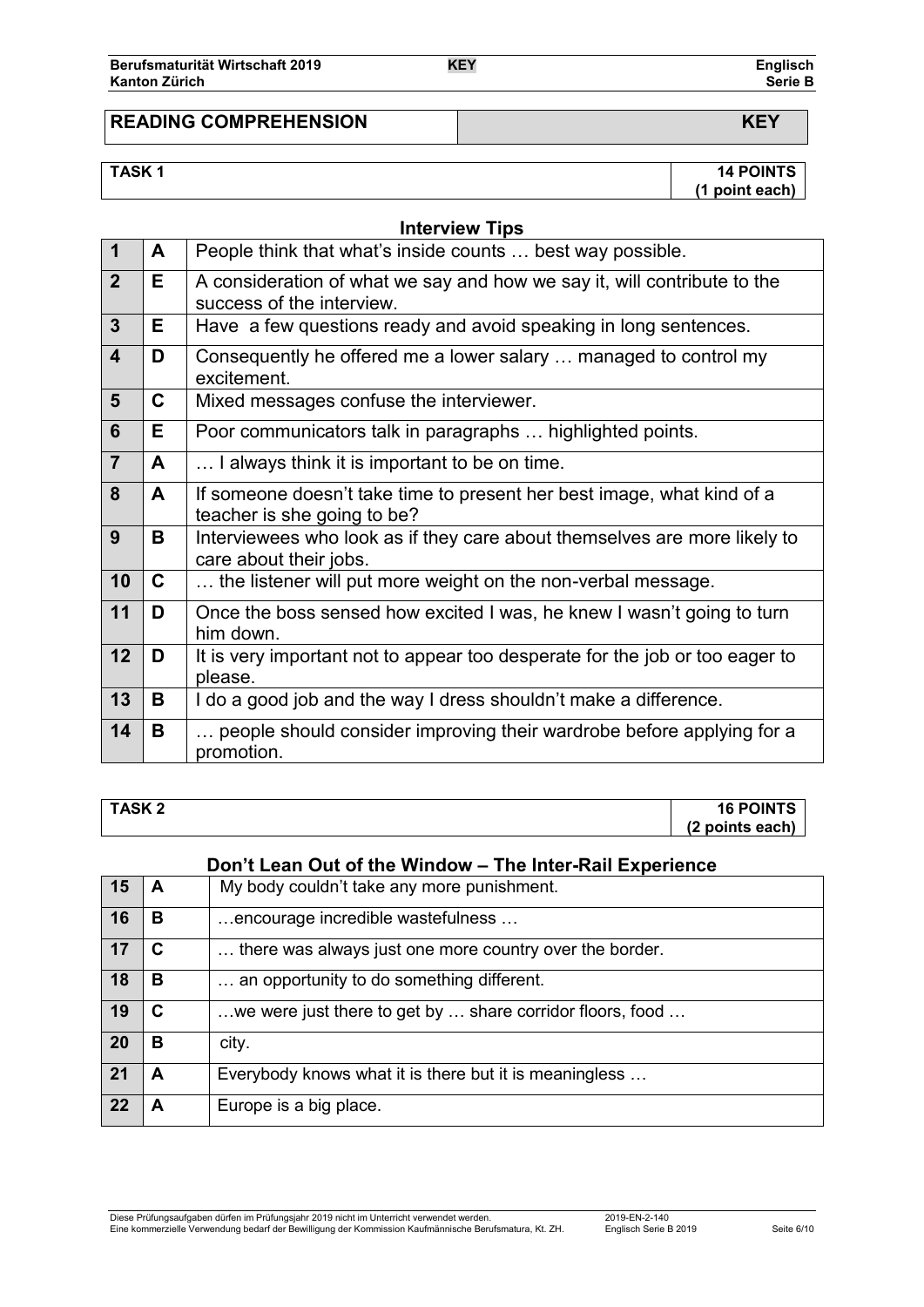## READING COMPREHENSION — KEY

### TASK 1 — 14 POINTS (1 point each)

**Interview Tips**

| | | |
|---|---|---|
| 1 | A | People think that what's inside counts … best way possible. |
| 2 | E | A consideration of what we say and how we say it, will contribute to the success of the interview. |
| 3 | E | Have a few questions ready and avoid speaking in long sentences. |
| 4 | D | Consequently he offered me a lower salary … managed to control my excitement. |
| 5 | C | Mixed messages confuse the interviewer. |
| 6 | E | Poor communicators talk in paragraphs … highlighted points. |
| 7 | A | … I always think it is important to be on time. |
| 8 | A | If someone doesn't take time to present her best image, what kind of a teacher is she going to be? |
| 9 | B | Interviewees who look as if they care about themselves are more likely to care about their jobs. |
| 10 | C | … the listener will put more weight on the non-verbal message. |
| 11 | D | Once the boss sensed how excited I was, he knew I wasn't going to turn him down. |
| 12 | D | It is very important not to appear too desperate for the job or too eager to please. |
| 13 | B | I do a good job and the way I dress shouldn't make a difference. |
| 14 | B | … people should consider improving their wardrobe before applying for a promotion. |

### TASK 2 — 16 POINTS (2 points each)

**Don't Lean Out of the Window – The Inter-Rail Experience**

| | | |
|---|---|---|
| 15 | A | My body couldn't take any more punishment. |
| 16 | B | …encourage incredible wastefulness … |
| 17 | C | … there was always just one more country over the border. |
| 18 | B | … an opportunity to do something different. |
| 19 | C | …we were just there to get by … share corridor floors, food … |
| 20 | B | city. |
| 21 | A | Everybody knows what it is there but it is meaningless … |
| 22 | A | Europe is a big place. |

Diese Prüfungsaufgaben dürfen im Prüfungsjahr 2019 nicht im Unterricht verwendet werden.
Eine kommerzielle Verwendung bedarf der Bewilligung der Kommission Kaufmännische Berufsmatura, Kt. ZH.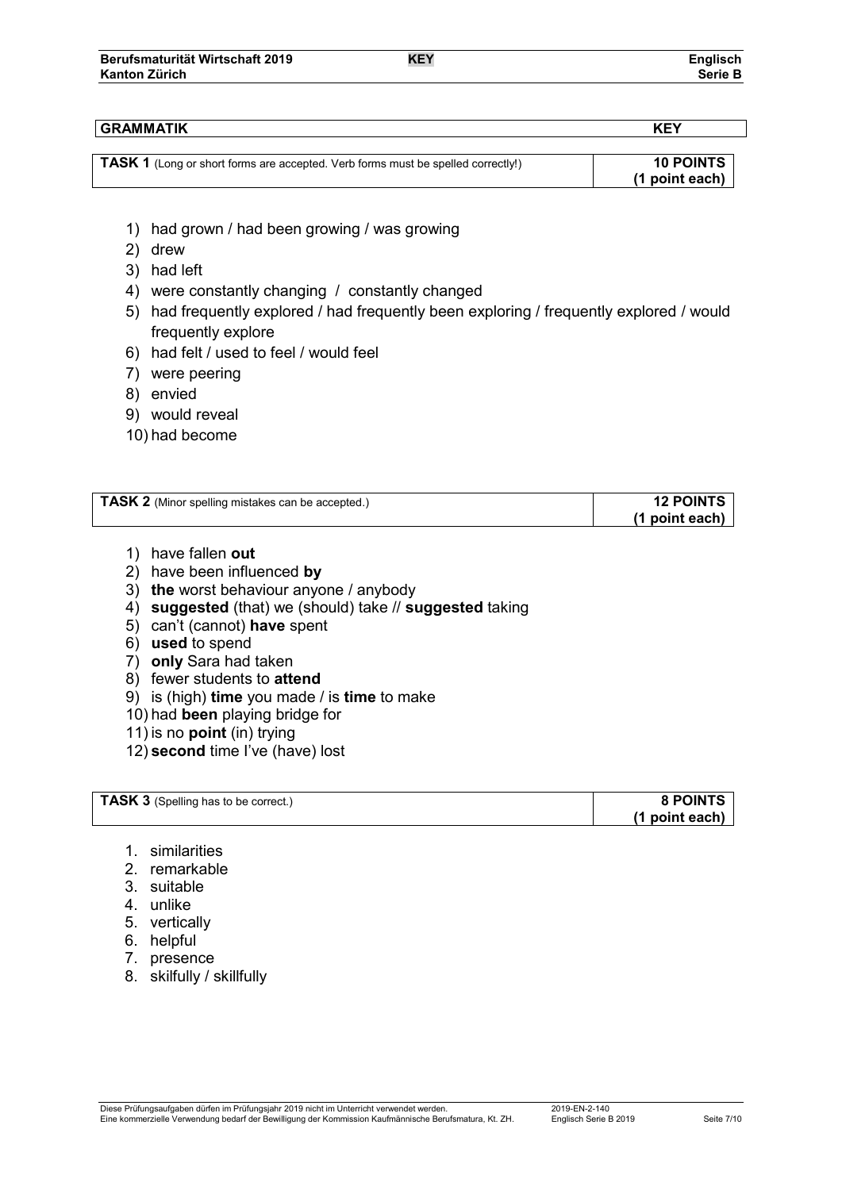## GRAMMATIK — KEY

**TASK 1** (Long or short forms are accepted. Verb forms must be spelled correctly!) — **10 POINTS (1 point each)**

1) had grown / had been growing / was growing
2) drew
3) had left
4) were constantly changing / constantly changed
5) had frequently explored / had frequently been exploring / frequently explored / would frequently explore
6) had felt / used to feel / would feel
7) were peering
8) envied
9) would reveal
10) had become

**TASK 2** (Minor spelling mistakes can be accepted.) — **12 POINTS (1 point each)**

1) have fallen **out**
2) have been influenced **by**
3) **the** worst behaviour anyone / anybody
4) **suggested** (that) we (should) take // **suggested** taking
5) can't (cannot) **have** spent
6) **used** to spend
7) **only** Sara had taken
8) fewer students to **attend**
9) is (high) **time** you made / is **time** to make
10) had **been** playing bridge for
11) is no **point** (in) trying
12) **second** time I've (have) lost

**TASK 3** (Spelling has to be correct.) — **8 POINTS (1 point each)**

1. similarities
2. remarkable
3. suitable
4. unlike
5. vertically
6. helpful
7. presence
8. skilfully / skillfully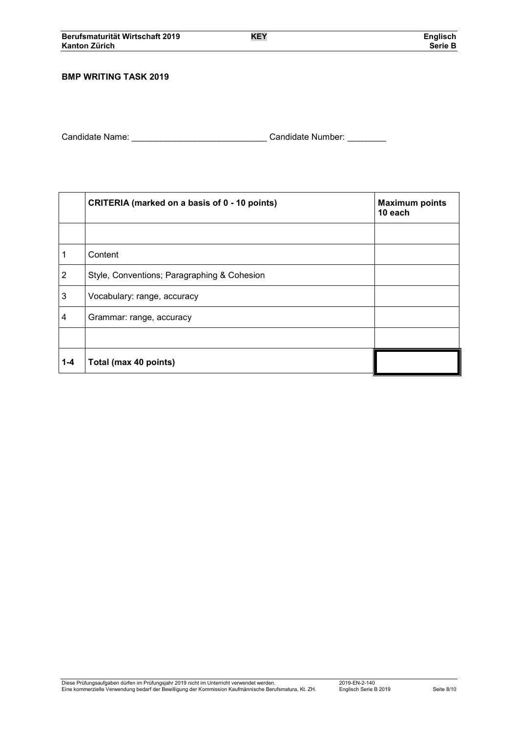**BMP WRITING TASK 2019**

Candidate Name: ____________________________ Candidate Number: ________

| | CRITERIA (marked on a basis of 0 - 10 points) | Maximum points 10 each |
|---|---|---|
| | | |
| 1 | Content | |
| 2 | Style, Conventions; Paragraphing & Cohesion | |
| 3 | Vocabulary: range, accuracy | |
| 4 | Grammar: range, accuracy | |
| | | |
| **1-4** | **Total (max 40 points)** | |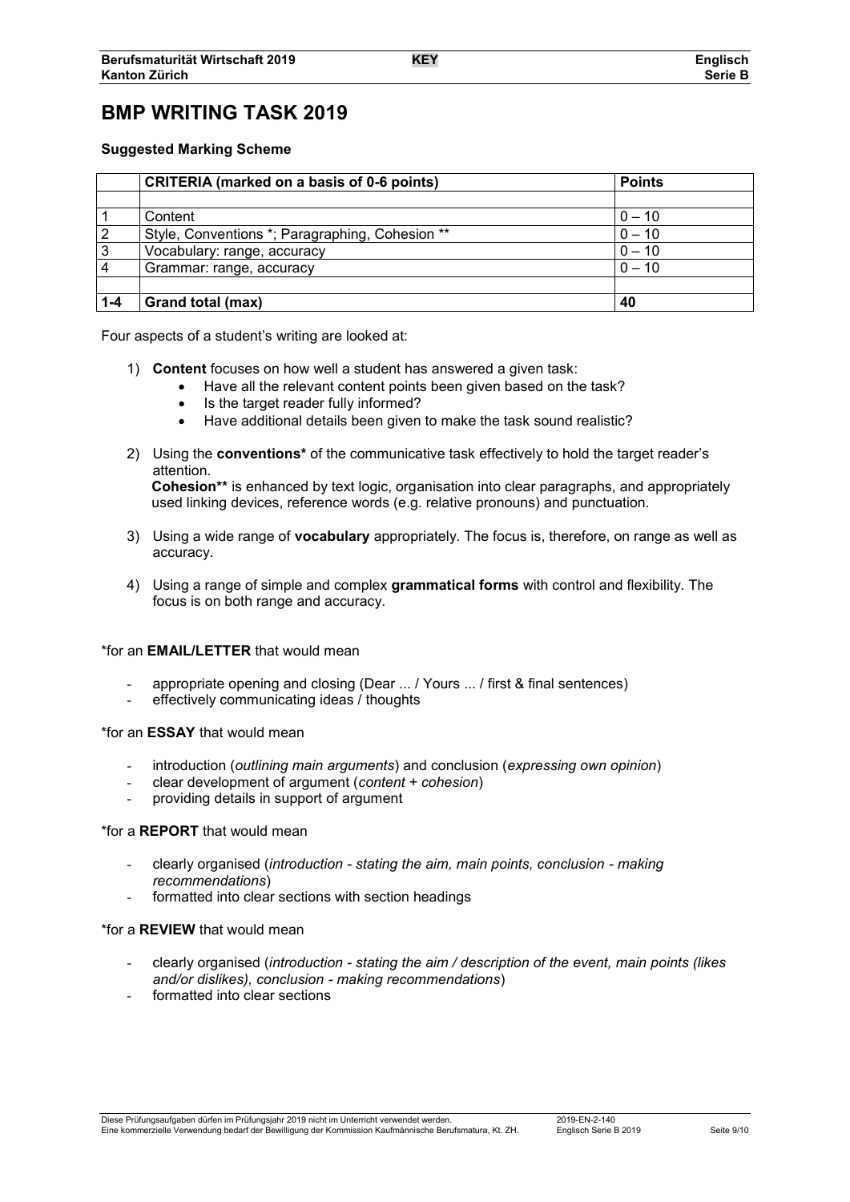# BMP WRITING TASK 2019

**Suggested Marking Scheme**

| | CRITERIA (marked on a basis of 0-6 points) | Points |
|---|---|---|
| | | |
| 1 | Content | 0 – 10 |
| 2 | Style, Conventions *; Paragraphing, Cohesion ** | 0 – 10 |
| 3 | Vocabulary: range, accuracy | 0 – 10 |
| 4 | Grammar: range, accuracy | 0 – 10 |
| | | |
| **1-4** | **Grand total (max)** | **40** |

Four aspects of a student's writing are looked at:

1) **Content** focuses on how well a student has answered a given task:
   - Have all the relevant content points been given based on the task?
   - Is the target reader fully informed?
   - Have additional details been given to make the task sound realistic?

2) Using the **conventions*** of the communicative task effectively to hold the target reader's attention.
   **Cohesion**** is enhanced by text logic, organisation into clear paragraphs, and appropriately used linking devices, reference words (e.g. relative pronouns) and punctuation.

3) Using a wide range of **vocabulary** appropriately. The focus is, therefore, on range as well as accuracy.

4) Using a range of simple and complex **grammatical forms** with control and flexibility. The focus is on both range and accuracy.

*for an **EMAIL/LETTER** that would mean

- appropriate opening and closing (Dear ... / Yours ... / first & final sentences)
- effectively communicating ideas / thoughts

*for an **ESSAY** that would mean

- introduction (*outlining main arguments*) and conclusion (*expressing own opinion*)
- clear development of argument (*content + cohesion*)
- providing details in support of argument

*for a **REPORT** that would mean

- clearly organised (*introduction - stating the aim, main points, conclusion - making recommendations*)
- formatted into clear sections with section headings

*for a **REVIEW** that would mean

- clearly organised (*introduction - stating the aim / description of the event, main points (likes and/or dislikes), conclusion - making recommendations*)
- formatted into clear sections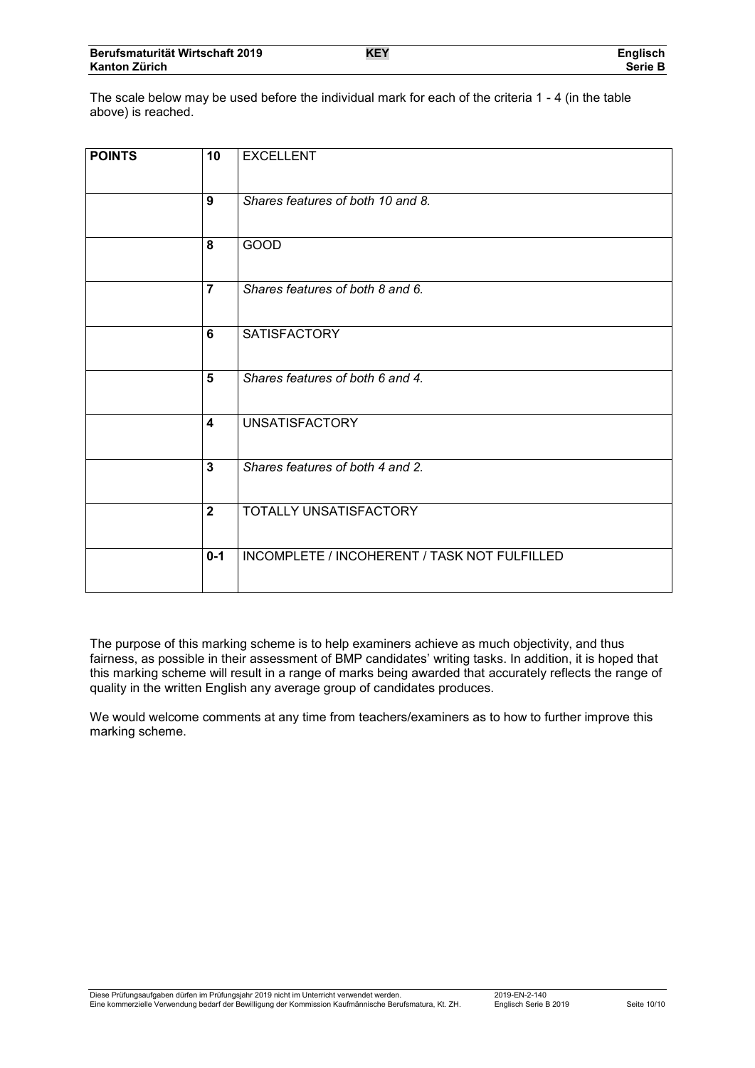The scale below may be used before the individual mark for each of the criteria 1 - 4 (in the table above) is reached.

| **POINTS** | **10** | EXCELLENT |
|---|---|---|
| | **9** | *Shares features of both 10 and 8.* |
| | **8** | GOOD |
| | **7** | *Shares features of both 8 and 6.* |
| | **6** | SATISFACTORY |
| | **5** | *Shares features of both 6 and 4.* |
| | **4** | UNSATISFACTORY |
| | **3** | *Shares features of both 4 and 2.* |
| | **2** | TOTALLY UNSATISFACTORY |
| | **0-1** | INCOMPLETE / INCOHERENT / TASK NOT FULFILLED |

The purpose of this marking scheme is to help examiners achieve as much objectivity, and thus fairness, as possible in their assessment of BMP candidates' writing tasks. In addition, it is hoped that this marking scheme will result in a range of marks being awarded that accurately reflects the range of quality in the written English any average group of candidates produces.

We would welcome comments at any time from teachers/examiners as to how to further improve this marking scheme.